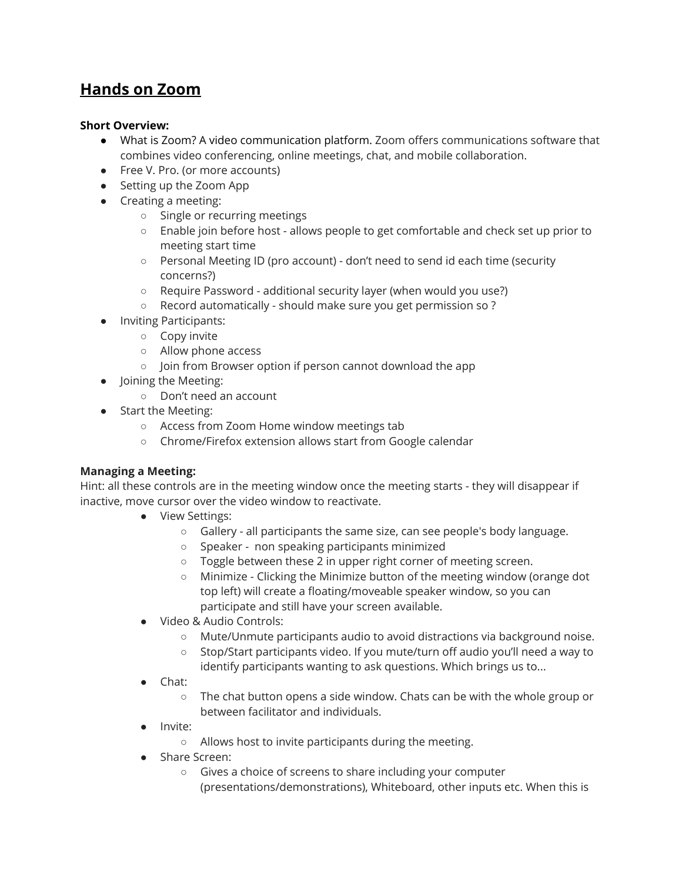# Hands on Zoom

**Short Overview:**

- What is Zoom? A video communication platform. Zoom offers communications software that combines video conferencing, online meetings, chat, and mobile collaboration.
- Free V. Pro. (or more accounts)
- Setting up the Zoom App
- Creating a meeting:
    - Single or recurring meetings
    - Enable join before host - allows people to get comfortable and check set up prior to meeting start time
    - Personal Meeting ID (pro account) - don't need to send id each time (security concerns?)
    - Require Password - additional security layer (when would you use?)
    - Record automatically - should make sure you get permission so ?
- Inviting Participants:
    - Copy invite
    - Allow phone access
    - Join from Browser option if person cannot download the app
- Joining the Meeting:
    - Don't need an account
- Start the Meeting:
    - Access from Zoom Home window meetings tab
    - Chrome/Firefox extension allows start from Google calendar

**Managing a Meeting:**

Hint: all these controls are in the meeting window once the meeting starts - they will disappear if inactive, move cursor over the video window to reactivate.

- View Settings:
    - Gallery - all participants the same size, can see people's body language.
    - Speaker - non speaking participants minimized
    - Toggle between these 2 in upper right corner of meeting screen.
    - Minimize - Clicking the Minimize button of the meeting window (orange dot top left) will create a floating/moveable speaker window, so you can participate and still have your screen available.
- Video & Audio Controls:
    - Mute/Unmute participants audio to avoid distractions via background noise.
    - Stop/Start participants video. If you mute/turn off audio you'll need a way to identify participants wanting to ask questions. Which brings us to...
- Chat:
    - The chat button opens a side window. Chats can be with the whole group or between facilitator and individuals.
- Invite:
    - Allows host to invite participants during the meeting.
- Share Screen:
    - Gives a choice of screens to share including your computer (presentations/demonstrations), Whiteboard, other inputs etc. When this is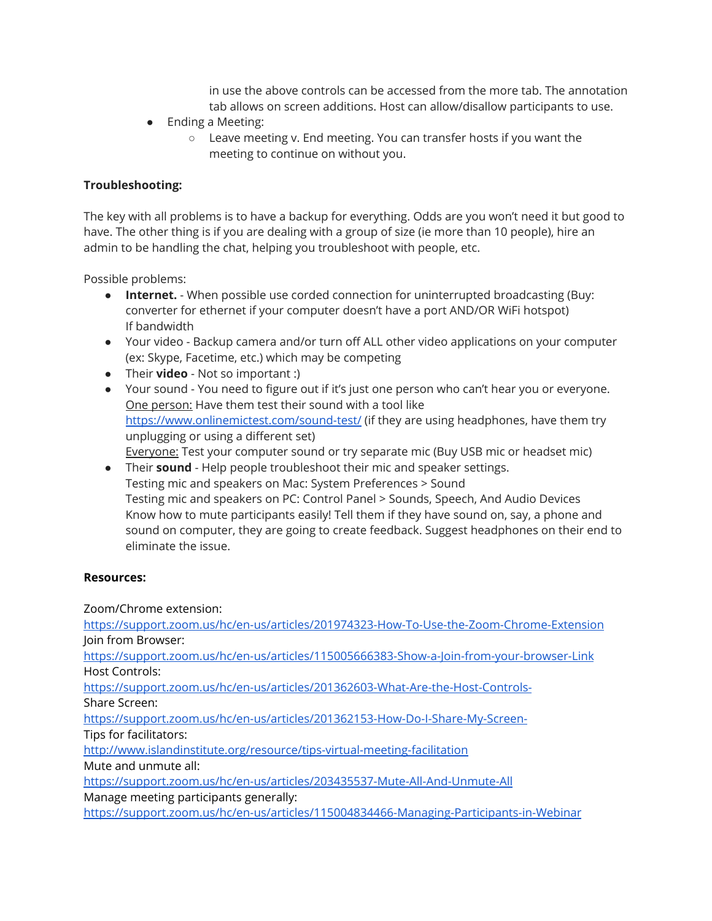in use the above controls can be accessed from the more tab. The annotation tab allows on screen additions. Host can allow/disallow participants to use.

- Ending a Meeting:
    - Leave meeting v. End meeting. You can transfer hosts if you want the meeting to continue on without you.

**Troubleshooting:**

The key with all problems is to have a backup for everything. Odds are you won't need it but good to have. The other thing is if you are dealing with a group of size (ie more than 10 people), hire an admin to be handling the chat, helping you troubleshoot with people, etc.

Possible problems:

- **Internet.** - When possible use corded connection for uninterrupted broadcasting (Buy: converter for ethernet if your computer doesn't have a port AND/OR WiFi hotspot)
  If bandwidth
- Your video - Backup camera and/or turn off ALL other video applications on your computer (ex: Skype, Facetime, etc.) which may be competing
- Their **video** - Not so important :)
- Your sound - You need to figure out if it's just one person who can't hear you or everyone.
  One person: Have them test their sound with a tool like https://www.onlinemictest.com/sound-test/ (if they are using headphones, have them try unplugging or using a different set)
  Everyone: Test your computer sound or try separate mic (Buy USB mic or headset mic)
- Their **sound** - Help people troubleshoot their mic and speaker settings.
  Testing mic and speakers on Mac: System Preferences > Sound
  Testing mic and speakers on PC: Control Panel > Sounds, Speech, And Audio Devices
  Know how to mute participants easily! Tell them if they have sound on, say, a phone and sound on computer, they are going to create feedback. Suggest headphones on their end to eliminate the issue.

**Resources:**

Zoom/Chrome extension:
https://support.zoom.us/hc/en-us/articles/201974323-How-To-Use-the-Zoom-Chrome-Extension
Join from Browser:
https://support.zoom.us/hc/en-us/articles/115005666383-Show-a-Join-from-your-browser-Link
Host Controls:
https://support.zoom.us/hc/en-us/articles/201362603-What-Are-the-Host-Controls-
Share Screen:
https://support.zoom.us/hc/en-us/articles/201362153-How-Do-I-Share-My-Screen-
Tips for facilitators:
http://www.islandinstitute.org/resource/tips-virtual-meeting-facilitation
Mute and unmute all:
https://support.zoom.us/hc/en-us/articles/203435537-Mute-All-And-Unmute-All
Manage meeting participants generally:
https://support.zoom.us/hc/en-us/articles/115004834466-Managing-Participants-in-Webinar